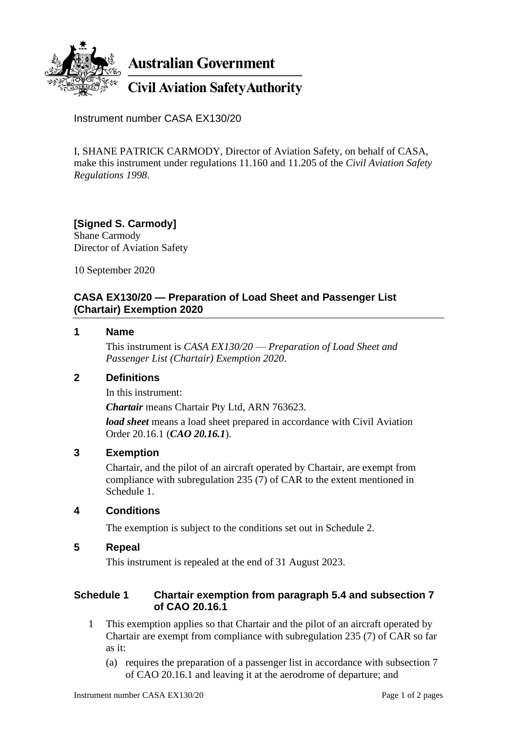**Australian Government**

**Civil Aviation Safety Authority**

Instrument number CASA EX130/20

I, SHANE PATRICK CARMODY, Director of Aviation Safety, on behalf of CASA, make this instrument under regulations 11.160 and 11.205 of the *Civil Aviation Safety Regulations 1998*.

**[Signed S. Carmody]**
Shane Carmody
Director of Aviation Safety

10 September 2020

## CASA EX130/20 — Preparation of Load Sheet and Passenger List (Chartair) Exemption 2020

### 1 Name

This instrument is *CASA EX130/20 — Preparation of Load Sheet and Passenger List (Chartair) Exemption 2020*.

### 2 Definitions

In this instrument:

***Chartair*** means Chartair Pty Ltd, ARN 763623.

***load sheet*** means a load sheet prepared in accordance with Civil Aviation Order 20.16.1 (***CAO 20.16.1***).

### 3 Exemption

Chartair, and the pilot of an aircraft operated by Chartair, are exempt from compliance with subregulation 235 (7) of CAR to the extent mentioned in Schedule 1.

### 4 Conditions

The exemption is subject to the conditions set out in Schedule 2.

### 5 Repeal

This instrument is repealed at the end of 31 August 2023.

### Schedule 1 Chartair exemption from paragraph 5.4 and subsection 7 of CAO 20.16.1

1 This exemption applies so that Chartair and the pilot of an aircraft operated by Chartair are exempt from compliance with subregulation 235 (7) of CAR so far as it:

(a) requires the preparation of a passenger list in accordance with subsection 7 of CAO 20.16.1 and leaving it at the aerodrome of departure; and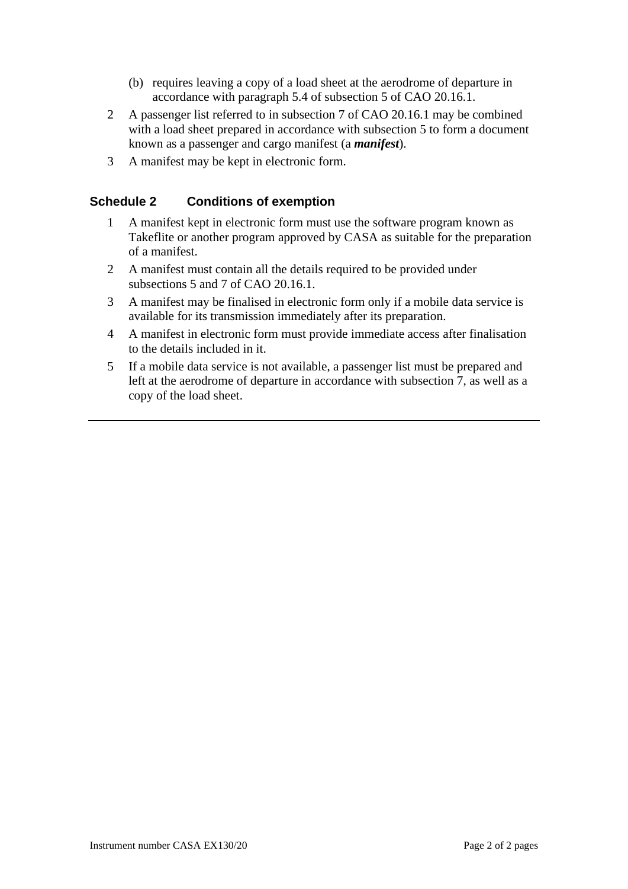(b) requires leaving a copy of a load sheet at the aerodrome of departure in accordance with paragraph 5.4 of subsection 5 of CAO 20.16.1.

2 A passenger list referred to in subsection 7 of CAO 20.16.1 may be combined with a load sheet prepared in accordance with subsection 5 to form a document known as a passenger and cargo manifest (a ***manifest***).

3 A manifest may be kept in electronic form.

## Schedule 2 Conditions of exemption

1 A manifest kept in electronic form must use the software program known as Takeflite or another program approved by CASA as suitable for the preparation of a manifest.

2 A manifest must contain all the details required to be provided under subsections 5 and 7 of CAO 20.16.1.

3 A manifest may be finalised in electronic form only if a mobile data service is available for its transmission immediately after its preparation.

4 A manifest in electronic form must provide immediate access after finalisation to the details included in it.

5 If a mobile data service is not available, a passenger list must be prepared and left at the aerodrome of departure in accordance with subsection 7, as well as a copy of the load sheet.